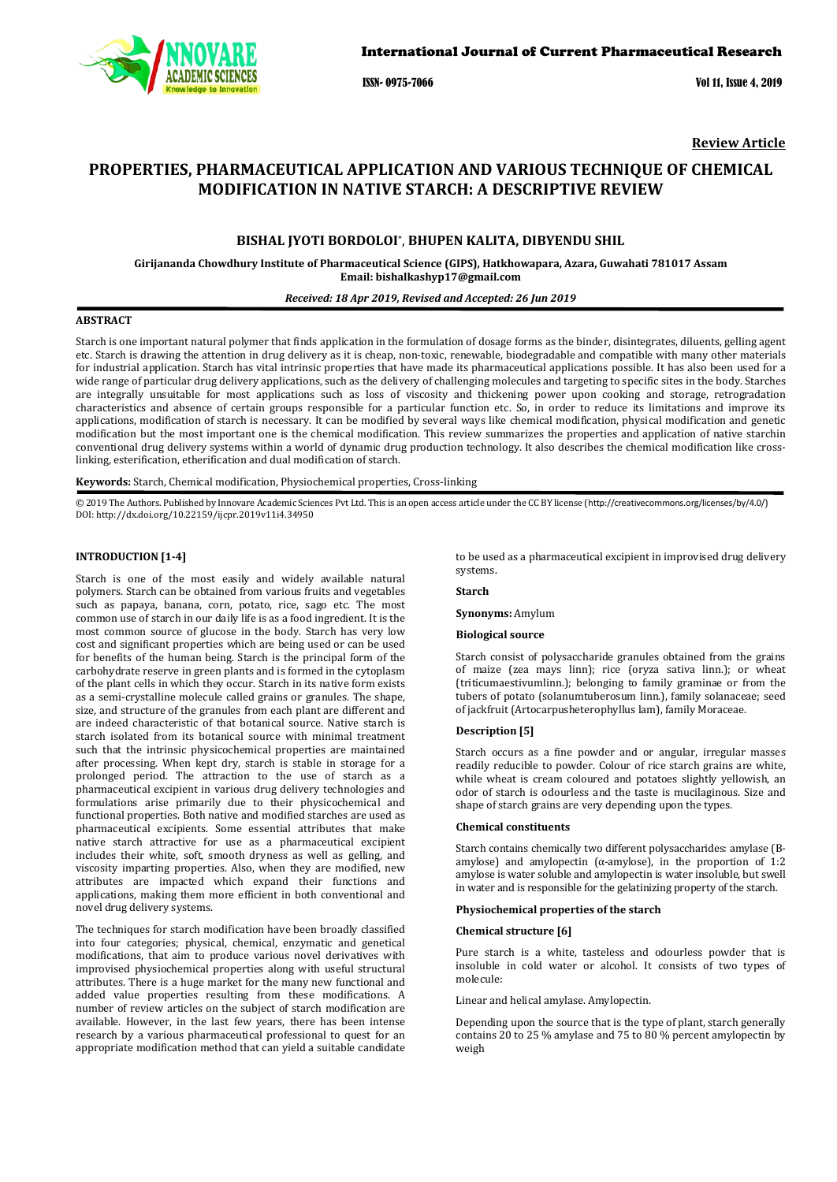Review Article

# PROPERTIES, PHARMACEUTICAL APPLICATION AND VARIOUS TECHNIQUE OF CHEMICAL MODIFICATION IN NATIVE STARCH: A DESCRIPTIVE REVIEW

**BISHAL JYOTI BORDOLOI*, BHUPEN KALITA, DIBYENDU SHIL**

**Girijananda Chowdhury Institute of Pharmaceutical Science (GIPS), Hatkhowapara, Azara, Guwahati 781017 Assam**
**Email: bishalkashyp17@gmail.com**

*Received: 18 Apr 2019, Revised and Accepted: 26 Jun 2019*

## ABSTRACT

Starch is one important natural polymer that finds application in the formulation of dosage forms as the binder, disintegrates, diluents, gelling agent etc. Starch is drawing the attention in drug delivery as it is cheap, non-toxic, renewable, biodegradable and compatible with many other materials for industrial application. Starch has vital intrinsic properties that have made its pharmaceutical applications possible. It has also been used for a wide range of particular drug delivery applications, such as the delivery of challenging molecules and targeting to specific sites in the body. Starches are integrally unsuitable for most applications such as loss of viscosity and thickening power upon cooking and storage, retrogradation characteristics and absence of certain groups responsible for a particular function etc. So, in order to reduce its limitations and improve its applications, modification of starch is necessary. It can be modified by several ways like chemical modification, physical modification and genetic modification but the most important one is the chemical modification. This review summarizes the properties and application of native starchin conventional drug delivery systems within a world of dynamic drug production technology. It also describes the chemical modification like cross-linking, esterification, etherification and dual modification of starch.

**Keywords:** Starch, Chemical modification, Physiochemical properties, Cross-linking

© 2019 The Authors. Published by Innovare Academic Sciences Pvt Ltd. This is an open access article under the CC BY license (http://creativecommons.org/licenses/by/4.0/)
DOI: http://dx.doi.org/10.22159/ijcpr.2019v11i4.34950

## INTRODUCTION [1-4]

Starch is one of the most easily and widely available natural polymers. Starch can be obtained from various fruits and vegetables such as papaya, banana, corn, potato, rice, sago etc. The most common use of starch in our daily life is as a food ingredient. It is the most common source of glucose in the body. Starch has very low cost and significant properties which are being used or can be used for benefits of the human being. Starch is the principal form of the carbohydrate reserve in green plants and is formed in the cytoplasm of the plant cells in which they occur. Starch in its native form exists as a semi-crystalline molecule called grains or granules. The shape, size, and structure of the granules from each plant are different and are indeed characteristic of that botanical source. Native starch is starch isolated from its botanical source with minimal treatment such that the intrinsic physicochemical properties are maintained after processing. When kept dry, starch is stable in storage for a prolonged period. The attraction to the use of starch as a pharmaceutical excipient in various drug delivery technologies and formulations arise primarily due to their physicochemical and functional properties. Both native and modified starches are used as pharmaceutical excipients. Some essential attributes that make native starch attractive for use as a pharmaceutical excipient includes their white, soft, smooth dryness as well as gelling, and viscosity imparting properties. Also, when they are modified, new attributes are impacted which expand their functions and applications, making them more efficient in both conventional and novel drug delivery systems.

The techniques for starch modification have been broadly classified into four categories; physical, chemical, enzymatic and genetical modifications, that aim to produce various novel derivatives with improved physiochemical properties along with useful structural attributes. There is a huge market for the many new functional and added value properties resulting from these modifications. A number of review articles on the subject of starch modification are available. However, in the last few years, there has been intense research by a various pharmaceutical professional to quest for an appropriate modification method that can yield a suitable candidate to be used as a pharmaceutical excipient in improvised drug delivery systems.

### Starch

**Synonyms:** Amylum

### Biological source

Starch consist of polysaccharide granules obtained from the grains of maize (zea mays linn); rice (oryza sativa linn.); or wheat (triticumaestivumlinn.); belonging to family graminae or from the tubers of potato (solanumtuberosum linn.), family solanaceae; seed of jackfruit (Artocarpusheterophyllus lam), family Moraceae.

### Description [5]

Starch occurs as a fine powder and or angular, irregular masses readily reducible to powder. Colour of rice starch grains are white, while wheat is cream coloured and potatoes slightly yellowish, an odor of starch is odourless and the taste is mucilaginous. Size and shape of starch grains are very depending upon the types.

### Chemical constituents

Starch contains chemically two different polysaccharides: amylase (B-amylose) and amylopectin (α-amylose), in the proportion of 1:2 amylose is water soluble and amylopectin is water insoluble, but swell in water and is responsible for the gelatinizing property of the starch.

### Physiochemical properties of the starch

### Chemical structure [6]

Pure starch is a white, tasteless and odourless powder that is insoluble in cold water or alcohol. It consists of two types of molecule:

Linear and helical amylase. Amylopectin.

Depending upon the source that is the type of plant, starch generally contains 20 to 25 % amylase and 75 to 80 % percent amylopectin by weigh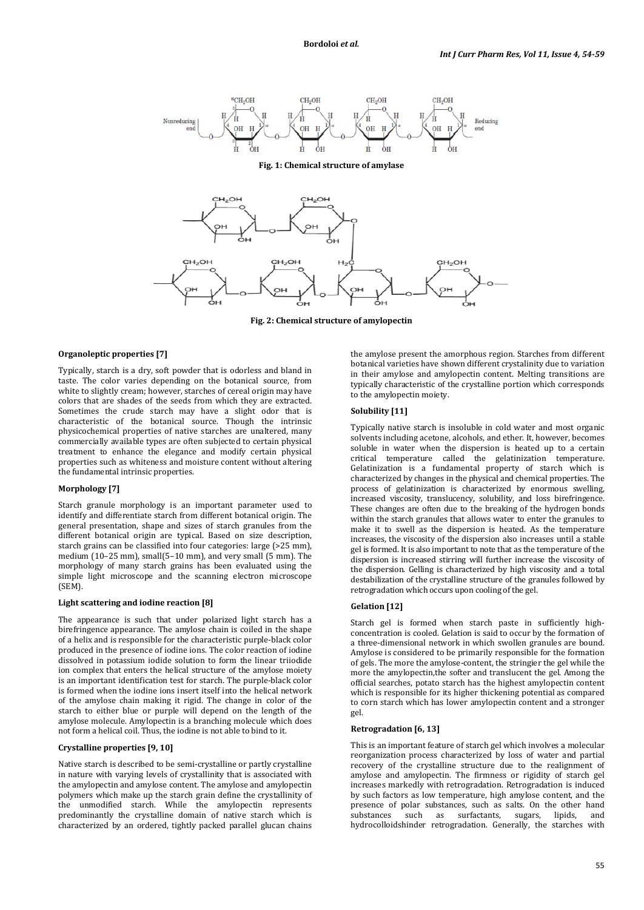Fig. 1: Chemical structure of amylase

Fig. 2: Chemical structure of amylopectin

### Organoleptic properties [7]

Typically, starch is a dry, soft powder that is odorless and bland in taste. The color varies depending on the botanical source, from white to slightly cream; however, starches of cereal origin may have colors that are shades of the seeds from which they are extracted. Sometimes the crude starch may have a slight odor that is characteristic of the botanical source. Though the intrinsic physicochemical properties of native starches are unaltered, many commercially available types are often subjected to certain physical treatment to enhance the elegance and modify certain physical properties such as whiteness and moisture content without altering the fundamental intrinsic properties.

### Morphology [7]

Starch granule morphology is an important parameter used to identify and differentiate starch from different botanical origin. The general presentation, shape and sizes of starch granules from the different botanical origin are typical. Based on size description, starch grains can be classified into four categories: large (>25 mm), medium (10–25 mm), small(5–10 mm), and very small (5 mm). The morphology of many starch grains has been evaluated using the simple light microscope and the scanning electron microscope (SEM).

### Light scattering and iodine reaction [8]

The appearance is such that under polarized light starch has a birefringence appearance. The amylose chain is coiled in the shape of a helix and is responsible for the characteristic purple-black color produced in the presence of iodine ions. The color reaction of iodine dissolved in potassium iodide solution to form the linear triiodide ion complex that enters the helical structure of the amylose moiety is an important identification test for starch. The purple-black color is formed when the iodine ions insert itself into the helical network of the amylose chain making it rigid. The change in color of the starch to either blue or purple will depend on the length of the amylose molecule. Amylopectin is a branching molecule which does not form a helical coil. Thus, the iodine is not able to bind to it.

### Crystalline properties [9, 10]

Native starch is described to be semi-crystalline or partly crystalline in nature with varying levels of crystallinity that is associated with the amylopectin and amylose content. The amylose and amylopectin polymers which make up the starch grain define the crystallinity of the unmodified starch. While the amylopectin represents predominantly the crystalline domain of native starch which is characterized by an ordered, tightly packed parallel glucan chains the amylose present the amorphous region. Starches from different botanical varieties have shown different crystalinity due to variation in their amylose and amylopectin content. Melting transitions are typically characteristic of the crystalline portion which corresponds to the amylopectin moiety.

### Solubility [11]

Typically native starch is insoluble in cold water and most organic solvents including acetone, alcohols, and ether. It, however, becomes soluble in water when the dispersion is heated up to a certain critical temperature called the gelatinization temperature. Gelatinization is a fundamental property of starch which is characterized by changes in the physical and chemical properties. The process of gelatinization is characterized by enormous swelling, increased viscosity, translucency, solubility, and loss birefringence. These changes are often due to the breaking of the hydrogen bonds within the starch granules that allows water to enter the granules to make it to swell as the dispersion is heated. As the temperature increases, the viscosity of the dispersion also increases until a stable gel is formed. It is also important to note that as the temperature of the dispersion is increased stirring will further increase the viscosity of the dispersion. Gelling is characterized by high viscosity and a total destabilization of the crystalline structure of the granules followed by retrogradation which occurs upon cooling of the gel.

### Gelation [12]

Starch gel is formed when starch paste in sufficiently high-concentration is cooled. Gelation is said to occur by the formation of a three-dimensional network in which swollen granules are bound. Amylose is considered to be primarily responsible for the formation of gels. The more the amylose-content, the stringier the gel while the more the amylopectin,the softer and translucent the gel. Among the official searches, potato starch has the highest amylopectin content which is responsible for its higher thickening potential as compared to corn starch which has lower amylopectin content and a stronger gel.

### Retrogradation [6, 13]

This is an important feature of starch gel which involves a molecular reorganization process characterized by loss of water and partial recovery of the crystalline structure due to the realignment of amylose and amylopectin. The firmness or rigidity of starch gel increases markedly with retrogradation. Retrogradation is induced by such factors as low temperature, high amylose content, and the presence of polar substances, such as salts. On the other hand substances such as surfactants, sugars, lipids, and hydrocolloidshinder retrogradation. Generally, the starches with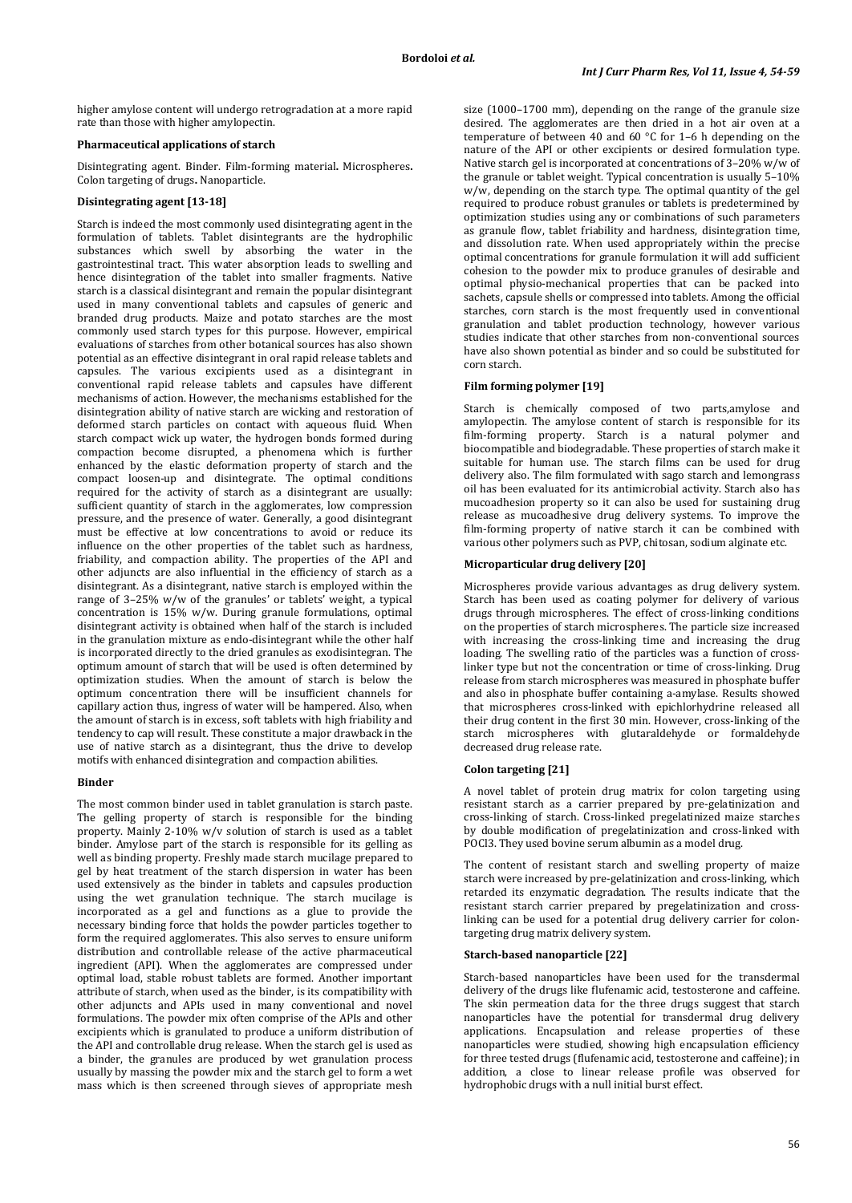higher amylose content will undergo retrogradation at a more rapid rate than those with higher amylopectin.

### Pharmaceutical applications of starch

Disintegrating agent. Binder. Film-forming material**.** Microspheres**.** Colon targeting of drugs**.** Nanoparticle.

### Disintegrating agent [13-18]

Starch is indeed the most commonly used disintegrating agent in the formulation of tablets. Tablet disintegrants are the hydrophilic substances which swell by absorbing the water in the gastrointestinal tract. This water absorption leads to swelling and hence disintegration of the tablet into smaller fragments. Native starch is a classical disintegrant and remain the popular disintegrant used in many conventional tablets and capsules of generic and branded drug products. Maize and potato starches are the most commonly used starch types for this purpose. However, empirical evaluations of starches from other botanical sources has also shown potential as an effective disintegrant in oral rapid release tablets and capsules. The various excipients used as a disintegrant in conventional rapid release tablets and capsules have different mechanisms of action. However, the mechanisms established for the disintegration ability of native starch are wicking and restoration of deformed starch particles on contact with aqueous fluid. When starch compact wick up water, the hydrogen bonds formed during compaction become disrupted, a phenomena which is further enhanced by the elastic deformation property of starch and the compact loosen-up and disintegrate. The optimal conditions required for the activity of starch as a disintegrant are usually: sufficient quantity of starch in the agglomerates, low compression pressure, and the presence of water. Generally, a good disintegrant must be effective at low concentrations to avoid or reduce its influence on the other properties of the tablet such as hardness, friability, and compaction ability. The properties of the API and other adjuncts are also influential in the efficiency of starch as a disintegrant. As a disintegrant, native starch is employed within the range of 3–25% w/w of the granules' or tablets' weight, a typical concentration is 15% w/w. During granule formulations, optimal disintegrant activity is obtained when half of the starch is included in the granulation mixture as endo-disintegrant while the other half is incorporated directly to the dried granules as exodisintegran. The optimum amount of starch that will be used is often determined by optimization studies. When the amount of starch is below the optimum concentration there will be insufficient channels for capillary action thus, ingress of water will be hampered. Also, when the amount of starch is in excess, soft tablets with high friability and tendency to cap will result. These constitute a major drawback in the use of native starch as a disintegrant, thus the drive to develop motifs with enhanced disintegration and compaction abilities.

### Binder

The most common binder used in tablet granulation is starch paste. The gelling property of starch is responsible for the binding property. Mainly 2-10% w/v solution of starch is used as a tablet binder. Amylose part of the starch is responsible for its gelling as well as binding property. Freshly made starch mucilage prepared to gel by heat treatment of the starch dispersion in water has been used extensively as the binder in tablets and capsules production using the wet granulation technique. The starch mucilage is incorporated as a gel and functions as a glue to provide the necessary binding force that holds the powder particles together to form the required agglomerates. This also serves to ensure uniform distribution and controllable release of the active pharmaceutical ingredient (API). When the agglomerates are compressed under optimal load, stable robust tablets are formed. Another important attribute of starch, when used as the binder, is its compatibility with other adjuncts and APIs used in many conventional and novel formulations. The powder mix often comprise of the APIs and other excipients which is granulated to produce a uniform distribution of the API and controllable drug release. When the starch gel is used as a binder, the granules are produced by wet granulation process usually by massing the powder mix and the starch gel to form a wet mass which is then screened through sieves of appropriate mesh size (1000–1700 mm), depending on the range of the granule size desired. The agglomerates are then dried in a hot air oven at a temperature of between 40 and 60 °C for 1–6 h depending on the nature of the API or other excipients or desired formulation type. Native starch gel is incorporated at concentrations of 3–20% w/w of the granule or tablet weight. Typical concentration is usually 5–10% w/w, depending on the starch type. The optimal quantity of the gel required to produce robust granules or tablets is predetermined by optimization studies using any or combinations of such parameters as granule flow, tablet friability and hardness, disintegration time, and dissolution rate. When used appropriately within the precise optimal concentrations for granule formulation it will add sufficient cohesion to the powder mix to produce granules of desirable and optimal physio-mechanical properties that can be packed into sachets, capsule shells or compressed into tablets. Among the official starches, corn starch is the most frequently used in conventional granulation and tablet production technology, however various studies indicate that other starches from non-conventional sources have also shown potential as binder and so could be substituted for corn starch.

### Film forming polymer [19]

Starch is chemically composed of two parts,amylose and amylopectin. The amylose content of starch is responsible for its film-forming property. Starch is a natural polymer and biocompatible and biodegradable. These properties of starch make it suitable for human use. The starch films can be used for drug delivery also. The film formulated with sago starch and lemongrass oil has been evaluated for its antimicrobial activity. Starch also has mucoadhesion property so it can also be used for sustaining drug release as mucoadhesive drug delivery systems. To improve the film-forming property of native starch it can be combined with various other polymers such as PVP, chitosan, sodium alginate etc.

### Microparticular drug delivery [20]

Microspheres provide various advantages as drug delivery system. Starch has been used as coating polymer for delivery of various drugs through microspheres. The effect of cross-linking conditions on the properties of starch microspheres. The particle size increased with increasing the cross-linking time and increasing the drug loading. The swelling ratio of the particles was a function of cross-linker type but not the concentration or time of cross-linking. Drug release from starch microspheres was measured in phosphate buffer and also in phosphate buffer containing a-amylase. Results showed that microspheres cross-linked with epichlorhydrine released all their drug content in the first 30 min. However, cross-linking of the starch microspheres with glutaraldehyde or formaldehyde decreased drug release rate.

### Colon targeting [21]

A novel tablet of protein drug matrix for colon targeting using resistant starch as a carrier prepared by pre-gelatinization and cross-linking of starch. Cross-linked pregelatinized maize starches by double modification of pregelatinization and cross-linked with $POCl_3$. They used bovine serum albumin as a model drug.

The content of resistant starch and swelling property of maize starch were increased by pre-gelatinization and cross-linking, which retarded its enzymatic degradation. The results indicate that the resistant starch carrier prepared by pregelatinization and cross-linking can be used for a potential drug delivery carrier for colon-targeting drug matrix delivery system.

### Starch-based nanoparticle [22]

Starch-based nanoparticles have been used for the transdermal delivery of the drugs like flufenamic acid, testosterone and caffeine. The skin permeation data for the three drugs suggest that starch nanoparticles have the potential for transdermal drug delivery applications. Encapsulation and release properties of these nanoparticles were studied, showing high encapsulation efficiency for three tested drugs (flufenamic acid, testosterone and caffeine); in addition, a close to linear release profile was observed for hydrophobic drugs with a null initial burst effect.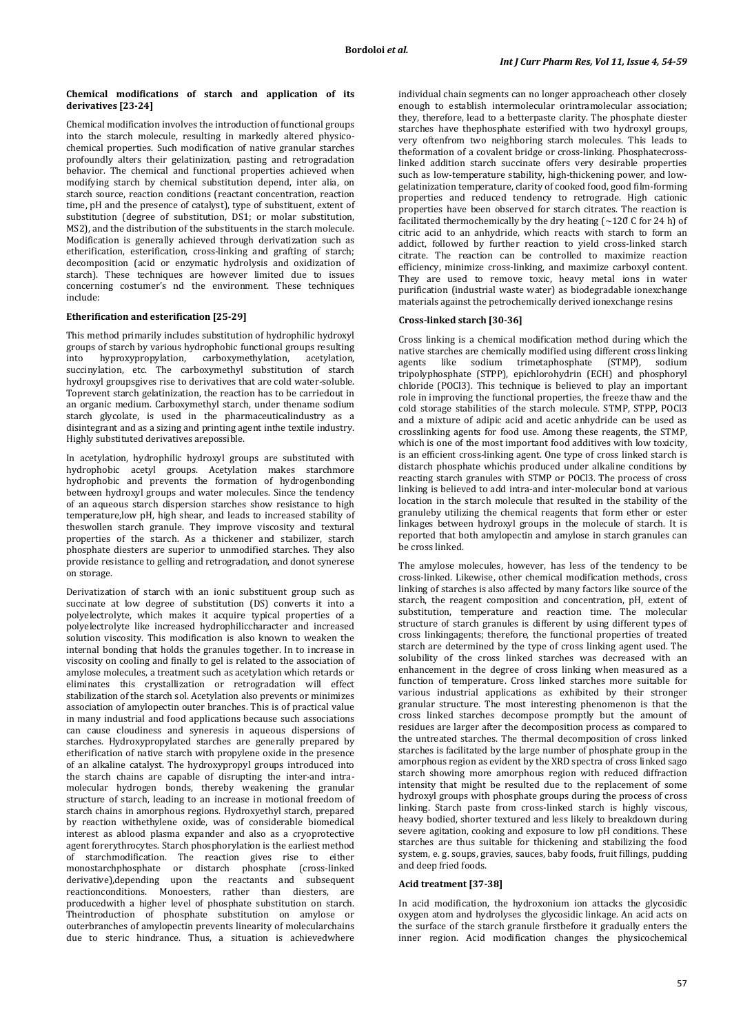### Chemical modifications of starch and application of its derivatives [23-24]

Chemical modification involves the introduction of functional groups into the starch molecule, resulting in markedly altered physico-chemical properties. Such modification of native granular starches profoundly alters their gelatinization, pasting and retrogradation behavior. The chemical and functional properties achieved when modifying starch by chemical substitution depend, inter alia, on starch source, reaction conditions (reactant concentration, reaction time, pH and the presence of catalyst), type of substituent, extent of substitution (degree of substitution, DS1; or molar substitution, MS2), and the distribution of the substituents in the starch molecule. Modification is generally achieved through derivatization such as etherification, esterification, cross-linking and grafting of starch; decomposition (acid or enzymatic hydrolysis and oxidization of starch). These techniques are however limited due to issues concerning costumer's nd the environment. These techniques include:

### Etherification and esterification [25-29]

This method primarily includes substitution of hydrophilic hydroxyl groups of starch by various hydrophobic functional groups resulting into hyproxypropylation, carboxymethylation, acetylation, succinylation, etc. The carboxymethyl substitution of starch hydroxyl groupsgives rise to derivatives that are cold water-soluble. Toprevent starch gelatinization, the reaction has to be carriedout in an organic medium. Carboxymethyl starch, under thename sodium starch glycolate, is used in the pharmaceuticalindustry as a disintegrant and as a sizing and printing agent inthe textile industry. Highly substituted derivatives arepossible.

In acetylation, hydrophilic hydroxyl groups are substituted with hydrophobic acetyl groups. Acetylation makes starchmore hydrophobic and prevents the formation of hydrogenbonding between hydroxyl groups and water molecules. Since the tendency of an aqueous starch dispersion starches show resistance to high temperature,low pH, high shear, and leads to increased stability of theswollen starch granule. They improve viscosity and textural properties of the starch. As a thickener and stabilizer, starch phosphate diesters are superior to unmodified starches. They also provide resistance to gelling and retrogradation, and donot synerese on storage.

Derivatization of starch with an ionic substituent group such as succinate at low degree of substitution (DS) converts it into a polyelectrolyte, which makes it acquire typical properties of a polyelectrolyte like increased hydrophiliccharacter and increased solution viscosity. This modification is also known to weaken the internal bonding that holds the granules together. In to increase in viscosity on cooling and finally to gel is related to the association of amylose molecules, a treatment such as acetylation which retards or eliminates this crystallization or retrogradation will effect stabilization of the starch sol. Acetylation also prevents or minimizes association of amylopectin outer branches. This is of practical value in many industrial and food applications because such associations can cause cloudiness and syneresis in aqueous dispersions of starches. Hydroxypropylated starches are generally prepared by etherification of native starch with propylene oxide in the presence of an alkaline catalyst. The hydroxypropyl groups introduced into the starch chains are capable of disrupting the inter-and intra-molecular hydrogen bonds, thereby weakening the granular structure of starch, leading to an increase in motional freedom of starch chains in amorphous regions. Hydroxyethyl starch, prepared by reaction withethylene oxide, was of considerable biomedical interest as ablood plasma expander and also as a cryoprotective agent forerythrocytes. Starch phosphorylation is the earliest method of starchmodification. The reaction gives rise to either monostarchphosphate or distarch phosphate (cross-linked derivative),depending upon the reactants and subsequent reactionconditions. Monoesters, rather than diesters, are producedwith a higher level of phosphate substitution on starch. Theintroduction of phosphate substitution on amylose or outerbranches of amylopectin prevents linearity of molecularchains due to steric hindrance. Thus, a situation is achievedwhere individual chain segments can no longer approacheach other closely enough to establish intermolecular orintramolecular association; they, therefore, lead to a betterpaste clarity. The phosphate diester starches have thephosphate esterified with two hydroxyl groups, very oftenfrom two neighboring starch molecules. This leads to theformation of a covalent bridge or cross-linking. Phosphatecross-linked addition starch succinate offers very desirable properties such as low-temperature stability, high-thickening power, and low-gelatinization temperature, clarity of cooked food, good film-forming properties and reduced tendency to retrograde. High cationic properties have been observed for starch citrates. The reaction is facilitated thermochemically by the dry heating (~120̊ C for 24 h) of citric acid to an anhydride, which reacts with starch to form an addict, followed by further reaction to yield cross-linked starch citrate. The reaction can be controlled to maximize reaction efficiency, minimize cross-linking, and maximize carboxyl content. They are used to remove toxic, heavy metal ions in water purification (industrial waste water) as biodegradable ionexchange materials against the petrochemically derived ionexchange resins

### Cross-linked starch [30-36]

Cross linking is a chemical modification method during which the native starches are chemically modified using different cross linking agents like sodium trimetaphosphate (STMP), sodium tripolyphosphate (STPP), epichlorohydrin (ECH) and phosphoryl chloride ($POCl_3$). This technique is believed to play an important role in improving the functional properties, the freeze thaw and the cold storage stabilities of the starch molecule. STMP, STPP, $POCl_3$ and a mixture of adipic acid and acetic anhydride can be used as crosslinking agents for food use. Among these reagents, the STMP, which is one of the most important food additives with low toxicity, is an efficient cross-linking agent. One type of cross linked starch is distarch phosphate whichis produced under alkaline conditions by reacting starch granules with STMP or $POCl_3$. The process of cross linking is believed to add intra-and inter-molecular bond at various location in the starch molecule that resulted in the stability of the granuleby utilizing the chemical reagents that form ether or ester linkages between hydroxyl groups in the molecule of starch. It is reported that both amylopectin and amylose in starch granules can be cross linked.

The amylose molecules, however, has less of the tendency to be cross-linked. Likewise, other chemical modification methods, cross linking of starches is also affected by many factors like source of the starch, the reagent composition and concentration, pH, extent of substitution, temperature and reaction time. The molecular structure of starch granules is different by using different types of cross linkingagents; therefore, the functional properties of treated starch are determined by the type of cross linking agent used. The solubility of the cross linked starches was decreased with an enhancement in the degree of cross linking when measured as a function of temperature. Cross linked starches more suitable for various industrial applications as exhibited by their stronger granular structure. The most interesting phenomenon is that the cross linked starches decompose promptly but the amount of residues are larger after the decomposition process as compared to the untreated starches. The thermal decomposition of cross linked starches is facilitated by the large number of phosphate group in the amorphous region as evident by the XRD spectra of cross linked sago starch showing more amorphous region with reduced diffraction intensity that might be resulted due to the replacement of some hydroxyl groups with phosphate groups during the process of cross linking. Starch paste from cross-linked starch is highly viscous, heavy bodied, shorter textured and less likely to breakdown during severe agitation, cooking and exposure to low pH conditions. These starches are thus suitable for thickening and stabilizing the food system, e. g. soups, gravies, sauces, baby foods, fruit fillings, pudding and deep fried foods.

### Acid treatment [37-38]

In acid modification, the hydroxonium ion attacks the glycosidic oxygen atom and hydrolyses the glycosidic linkage. An acid acts on the surface of the starch granule firstbefore it gradually enters the inner region. Acid modification changes the physicochemical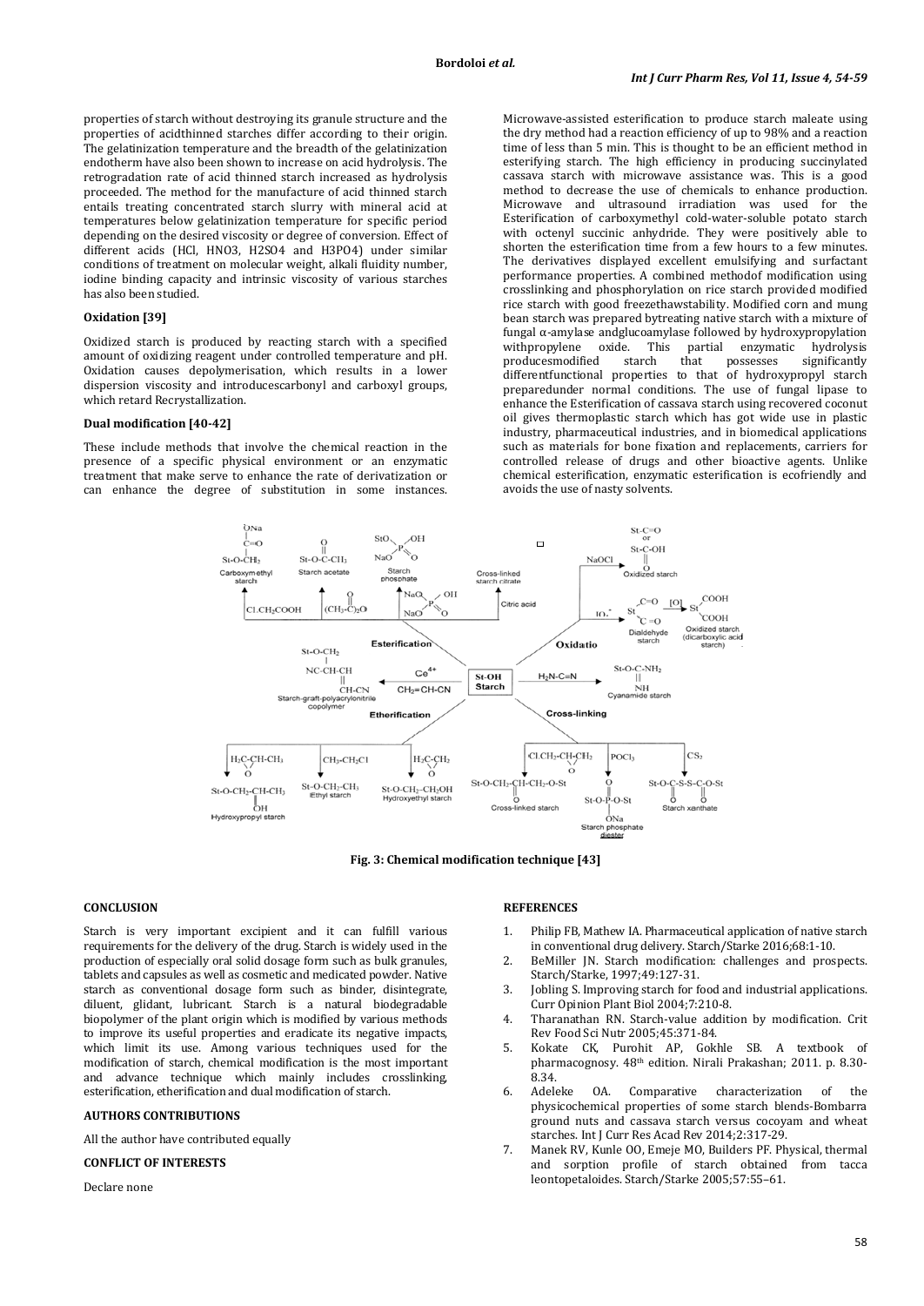properties of starch without destroying its granule structure and the properties of acidthinned starches differ according to their origin. The gelatinization temperature and the breadth of the gelatinization endotherm have also been shown to increase on acid hydrolysis. The retrogradation rate of acid thinned starch increased as hydrolysis proceeded. The method for the manufacture of acid thinned starch entails treating concentrated starch slurry with mineral acid at temperatures below gelatinization temperature for specific period depending on the desired viscosity or degree of conversion. Effect of different acids (HCl, HNO3, H2SO4 and H3PO4) under similar conditions of treatment on molecular weight, alkali fluidity number, iodine binding capacity and intrinsic viscosity of various starches has also been studied.

### Oxidation [39]

Oxidized starch is produced by reacting starch with a specified amount of oxidizing reagent under controlled temperature and pH. Oxidation causes depolymerisation, which results in a lower dispersion viscosity and introducescarbonyl and carboxyl groups, which retard Recrystallization.

### Dual modification [40-42]

These include methods that involve the chemical reaction in the presence of a specific physical environment or an enzymatic treatment that make serve to enhance the rate of derivatization or can enhance the degree of substitution in some instances. Microwave-assisted esterification to produce starch maleate using the dry method had a reaction efficiency of up to 98% and a reaction time of less than 5 min. This is thought to be an efficient method in esterifying starch. The high efficiency in producing succinylated cassava starch with microwave assistance was. This is a good method to decrease the use of chemicals to enhance production. Microwave and ultrasound irradiation was used for the Esterification of carboxymethyl cold-water-soluble potato starch with octenyl succinic anhydride. They were positively able to shorten the esterification time from a few hours to a few minutes. The derivatives displayed excellent emulsifying and surfactant performance properties. A combined methodof modification using crosslinking and phosphorylation on rice starch provided modified rice starch with good freezethawstability. Modified corn and mung bean starch was prepared bytreating native starch with a mixture of fungal α-amylase andglucoamylase followed by hydroxypropylation withpropylene oxide. This partial enzymatic hydrolysis producesmodified starch that possesses significantly differentfunctional properties to that of hydroxypropyl starch preparedunder normal conditions. The use of fungal lipase to enhance the Esterification of cassava starch using recovered coconut oil gives thermoplastic starch which has got wide use in plastic industry, pharmaceutical industries, and in biomedical applications such as materials for bone fixation and replacements, carriers for controlled release of drugs and other bioactive agents. Unlike chemical esterification, enzymatic esterification is ecofriendly and avoids the use of nasty solvents.

ONa
C=O
St-O-CH2
Carboxymethyl starch
O
St-O-C-CH3
Starch acetate
StO OH
P
NaO O
Starch phosphate
Cross-linked starch citrate
St-C=O
or
St-C-OH
O
Oxidized starch
NaOCl
Cl.CH2COOH
(CH3-C)2O
NaO OH
NaO O
Citric acid
IO4-
C=O
St
C=O
Dialdehyde starch
[O]
COOH
St
COOH
Oxidized starch (dicarboxylic acid starch)
Esterification
Oxidatio
St-O-CH2
NC-CH-CH
CH-CN
Starch-graft-polyacrylonitrile copolymer
Ce4+
CH2=CH-CN
St-OH
Starch
H2N-C≡N
St-O-C-NH2
NH
Cyanamide starch
Etherification
Cross-linking
H2C-CH-CH3
O
St-O-CH2-CH-CH3
OH
Hydroxypropyl starch
CH3-CH2Cl
St-O-CH2-CH3
Ethyl starch
H2C-CH2
O
St-O-CH2-CH2OH
Hydroxyethyl starch
Cl.CH2-CH-CH2
O
St-O-CH2-CH-CH2-O-St
O
Cross-linked starch
POCl3
O
St-O-P-O-St
ONa
Starch phosphate diester
CS2
St-O-C-S-S-C-O-St
Starch xanthate

**Fig. 3: Chemical modification technique [43]**

## CONCLUSION

Starch is very important excipient and it can fulfill various requirements for the delivery of the drug. Starch is widely used in the production of especially oral solid dosage form such as bulk granules, tablets and capsules as well as cosmetic and medicated powder. Native starch as conventional dosage form such as binder, disintegrate, diluent, glidant, lubricant. Starch is a natural biodegradable biopolymer of the plant origin which is modified by various methods to improve its useful properties and eradicate its negative impacts, which limit its use. Among various techniques used for the modification of starch, chemical modification is the most important and advance technique which mainly includes crosslinking, esterification, etherification and dual modification of starch.

## AUTHORS CONTRIBUTIONS

All the author have contributed equally

## CONFLICT OF INTERESTS

Declare none

## REFERENCES

1. Philip FB, Mathew IA. Pharmaceutical application of native starch in conventional drug delivery. Starch/Starke 2016;68:1-10.
2. BeMiller JN. Starch modification: challenges and prospects. Starch/Starke, 1997;49:127-31.
3. Jobling S. Improving starch for food and industrial applications. Curr Opinion Plant Biol 2004;7:210-8.
4. Tharanathan RN. Starch-value addition by modification. Crit Rev Food Sci Nutr 2005;45:371-84.
5. Kokate CK, Purohit AP, Gokhle SB. A textbook of pharmacognosy. 48th edition. Nirali Prakashan; 2011. p. 8.30-8.34.
6. Adeleke OA. Comparative characterization of the physicochemical properties of some starch blends-Bombarra ground nuts and cassava starch versus cocoyam and wheat starches. Int J Curr Res Acad Rev 2014;2:317-29.
7. Manek RV, Kunle OO, Emeje MO, Builders PF. Physical, thermal and sorption profile of starch obtained from tacca leontopetaloides. Starch/Starke 2005;57:55–61.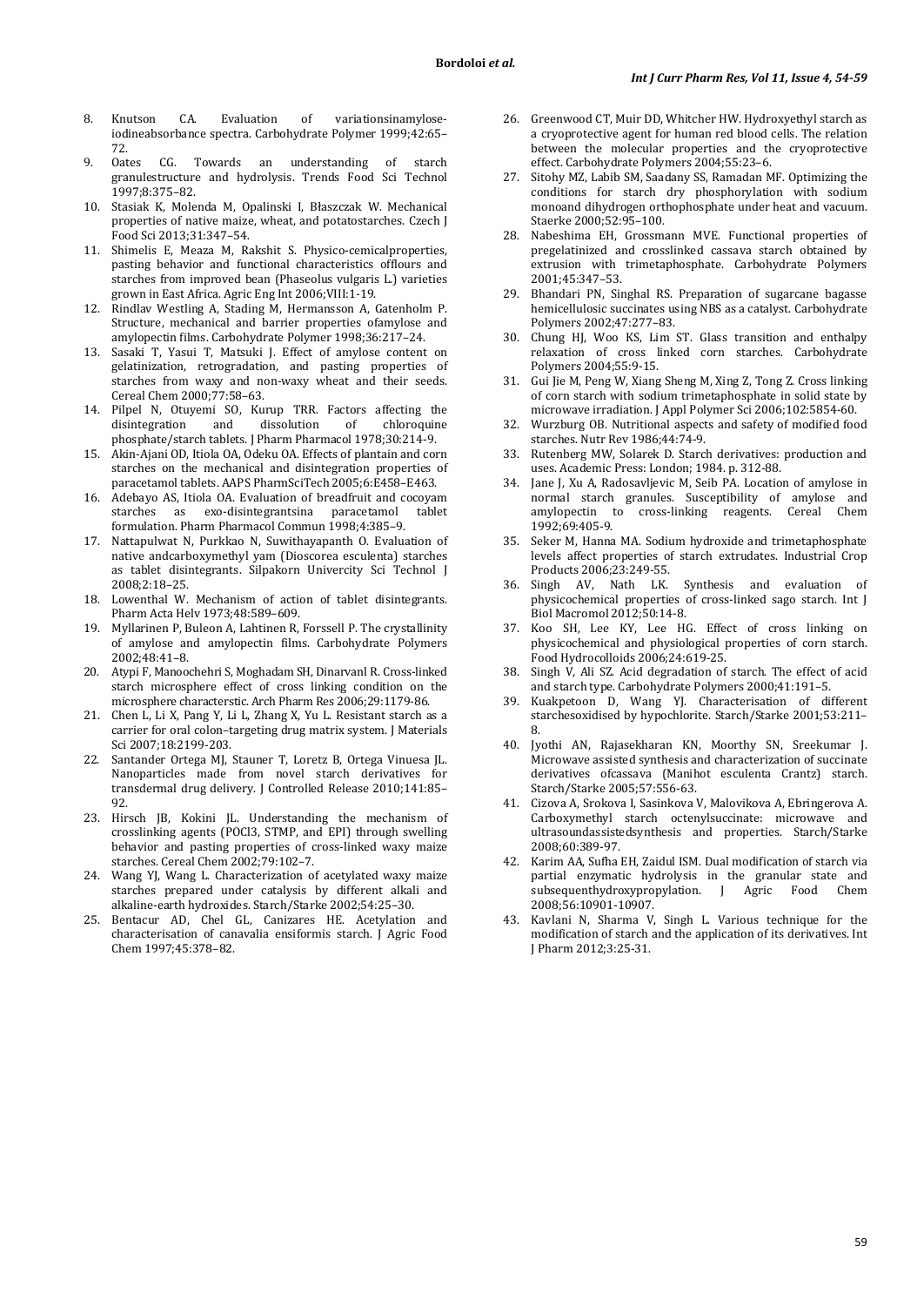8. Knutson CA. Evaluation of variationsinamylose-iodineabsorbance spectra. Carbohydrate Polymer 1999;42:65–72.
9. Oates CG. Towards an understanding of starch granulestructure and hydrolysis. Trends Food Sci Technol 1997;8:375–82.
10. Stasiak K, Molenda M, Opalinski I, Błaszczak W. Mechanical properties of native maize, wheat, and potatostarches. Czech J Food Sci 2013;31:347–54.
11. Shimelis E, Meaza M, Rakshit S. Physico-cemicalproperties, pasting behavior and functional characteristics offlours and starches from improved bean (Phaseolus vulgaris L.) varieties grown in East Africa. Agric Eng Int 2006;VIII:1-19.
12. Rindlav Westling A, Stading M, Hermansson A, Gatenholm P. Structure, mechanical and barrier properties ofamylose and amylopectin films. Carbohydrate Polymer 1998;36:217–24.
13. Sasaki T, Yasui T, Matsuki J. Effect of amylose content on gelatinization, retrogradation, and pasting properties of starches from waxy and non-waxy wheat and their seeds. Cereal Chem 2000;77:58–63.
14. Pilpel N, Otuyemi SO, Kurup TRR. Factors affecting the disintegration and dissolution of chloroquine phosphate/starch tablets. J Pharm Pharmacol 1978;30:214-9.
15. Akin-Ajani OD, Itiola OA, Odeku OA. Effects of plantain and corn starches on the mechanical and disintegration properties of paracetamol tablets. AAPS PharmSciTech 2005;6:E458–E463.
16. Adebayo AS, Itiola OA. Evaluation of breadfruit and cocoyam starches as exo-disintegrantsina paracetamol tablet formulation. Pharm Pharmacol Commun 1998;4:385–9.
17. Nattapulwat N, Purkkao N, Suwithayapanth O. Evaluation of native andcarboxymethyl yam (Dioscorea esculenta) starches as tablet disintegrants. Silpakorn Univercity Sci Technol J 2008;2:18–25.
18. Lowenthal W. Mechanism of action of tablet disintegrants. Pharm Acta Helv 1973;48:589–609.
19. Myllarinen P, Buleon A, Lahtinen R, Forssell P. The crystallinity of amylose and amylopectin films. Carbohydrate Polymers 2002;48:41–8.
20. Atypi F, Manoochehri S, Moghadam SH, Dinarvanl R. Cross-linked starch microsphere effect of cross linking condition on the microsphere characterstic. Arch Pharm Res 2006;29:1179-86.
21. Chen L, Li X, Pang Y, Li L, Zhang X, Yu L. Resistant starch as a carrier for oral colon–targeting drug matrix system. J Materials Sci 2007;18:2199-203.
22. Santander Ortega MJ, Stauner T, Loretz B, Ortega Vinuesa JL. Nanoparticles made from novel starch derivatives for transdermal drug delivery. J Controlled Release 2010;141:85–92.
23. Hirsch JB, Kokini JL. Understanding the mechanism of crosslinking agents (POCl3, STMP, and EPI) through swelling behavior and pasting properties of cross-linked waxy maize starches. Cereal Chem 2002;79:102–7.
24. Wang YJ, Wang L. Characterization of acetylated waxy maize starches prepared under catalysis by different alkali and alkaline-earth hydroxides. Starch/Starke 2002;54:25–30.
25. Bentacur AD, Chel GL, Canizares HE. Acetylation and characterisation of canavalia ensiformis starch. J Agric Food Chem 1997;45:378–82.
26. Greenwood CT, Muir DD, Whitcher HW. Hydroxyethyl starch as a cryoprotective agent for human red blood cells. The relation between the molecular properties and the cryoprotective effect. Carbohydrate Polymers 2004;55:23–6.
27. Sitohy MZ, Labib SM, Saadany SS, Ramadan MF. Optimizing the conditions for starch dry phosphorylation with sodium monoand dihydrogen orthophosphate under heat and vacuum. Staerke 2000;52:95–100.
28. Nabeshima EH, Grossmann MVE. Functional properties of pregelatinized and crosslinked cassava starch obtained by extrusion with trimetaphosphate. Carbohydrate Polymers 2001;45:347–53.
29. Bhandari PN, Singhal RS. Preparation of sugarcane bagasse hemicellulosic succinates using NBS as a catalyst. Carbohydrate Polymers 2002;47:277–83.
30. Chung HJ, Woo KS, Lim ST. Glass transition and enthalpy relaxation of cross linked corn starches. Carbohydrate Polymers 2004;55:9-15.
31. Gui Jie M, Peng W, Xiang Sheng M, Xing Z, Tong Z. Cross linking of corn starch with sodium trimetaphosphate in solid state by microwave irradiation. J Appl Polymer Sci 2006;102:5854-60.
32. Wurzburg OB. Nutritional aspects and safety of modified food starches. Nutr Rev 1986;44:74-9.
33. Rutenberg MW, Solarek D. Starch derivatives: production and uses. Academic Press: London; 1984. p. 312-88.
34. Jane J, Xu A, Radosavljevic M, Seib PA. Location of amylose in normal starch granules. Susceptibility of amylose and amylopectin to cross-linking reagents. Cereal Chem 1992;69:405-9.
35. Seker M, Hanna MA. Sodium hydroxide and trimetaphosphate levels affect properties of starch extrudates. Industrial Crop Products 2006;23:249-55.
36. Singh AV, Nath LK. Synthesis and evaluation of physicochemical properties of cross-linked sago starch. Int J Biol Macromol 2012;50:14-8.
37. Koo SH, Lee KY, Lee HG. Effect of cross linking on physicochemical and physiological properties of corn starch. Food Hydrocolloids 2006;24:619-25.
38. Singh V, Ali SZ. Acid degradation of starch. The effect of acid and starch type. Carbohydrate Polymers 2000;41:191–5.
39. Kuakpetoon D, Wang YJ. Characterisation of different starchesoxidised by hypochlorite. Starch/Starke 2001;53:211–8.
40. Jyothi AN, Rajasekharan KN, Moorthy SN, Sreekumar J. Microwave assisted synthesis and characterization of succinate derivatives ofcassava (Manihot esculenta Crantz) starch. Starch/Starke 2005;57:556-63.
41. Cizova A, Srokova I, Sasinkova V, Malovikova A, Ebringerova A. Carboxymethyl starch octenylsuccinate: microwave and ultrasoundassistedsynthesis and properties. Starch/Starke 2008;60:389-97.
42. Karim AA, Sufha EH, Zaidul ISM. Dual modification of starch via partial enzymatic hydrolysis in the granular state and subsequenthydroxypropylation. J Agric Food Chem 2008;56:10901-10907.
43. Kavlani N, Sharma V, Singh L. Various technique for the modification of starch and the application of its derivatives. Int J Pharm 2012;3:25-31.